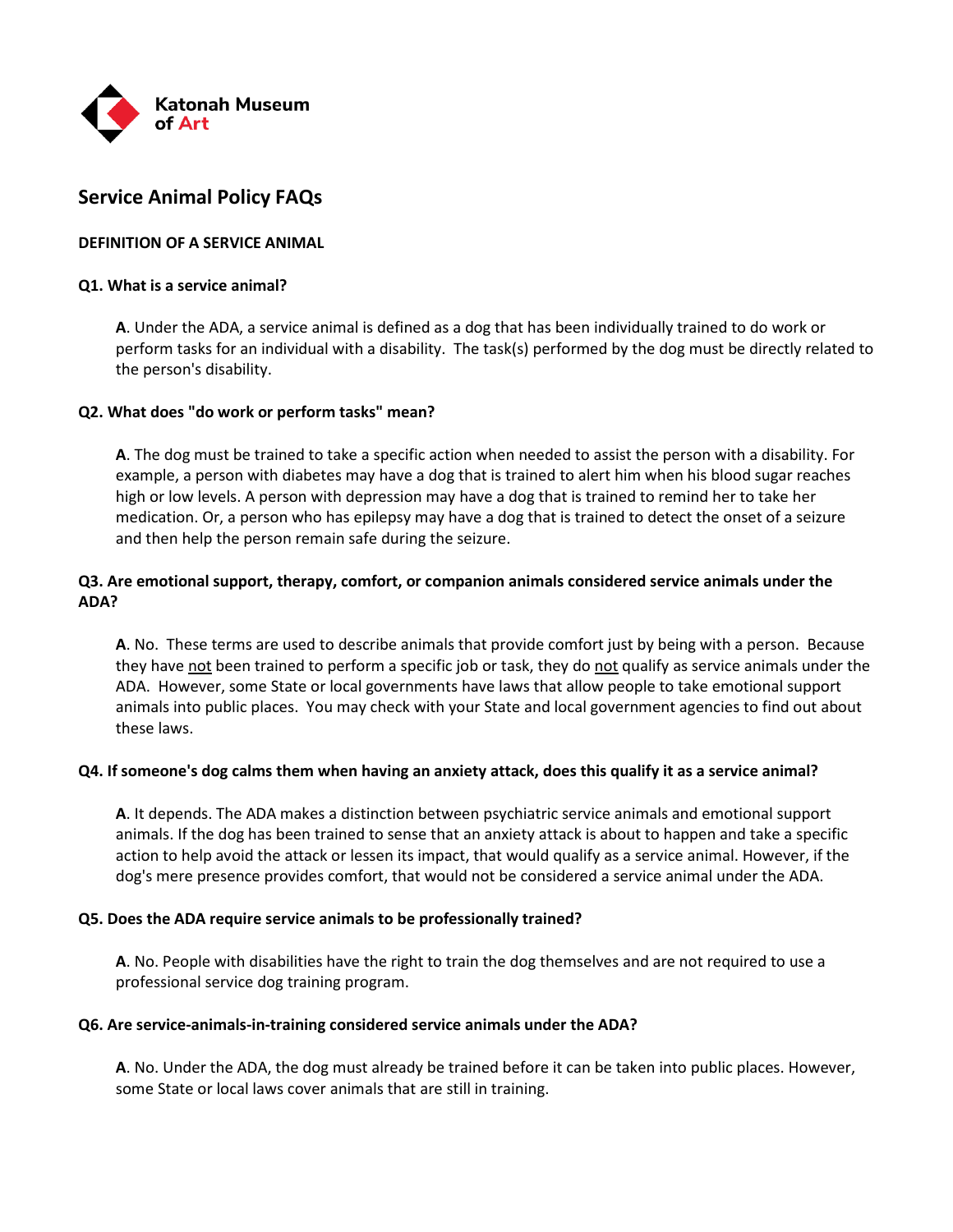Katonah Museum of Art

# Service Animal Policy FAQs

## DEFINITION OF A SERVICE ANIMAL

**Q1. What is a service animal?**

**A**. Under the ADA, a service animal is defined as a dog that has been individually trained to do work or perform tasks for an individual with a disability. The task(s) performed by the dog must be directly related to the person's disability.

**Q2. What does "do work or perform tasks" mean?**

**A**. The dog must be trained to take a specific action when needed to assist the person with a disability. For example, a person with diabetes may have a dog that is trained to alert him when his blood sugar reaches high or low levels. A person with depression may have a dog that is trained to remind her to take her medication. Or, a person who has epilepsy may have a dog that is trained to detect the onset of a seizure and then help the person remain safe during the seizure.

**Q3. Are emotional support, therapy, comfort, or companion animals considered service animals under the ADA?**

**A**. No. These terms are used to describe animals that provide comfort just by being with a person. Because they have <u>not</u> been trained to perform a specific job or task, they do <u>not</u> qualify as service animals under the ADA. However, some State or local governments have laws that allow people to take emotional support animals into public places. You may check with your State and local government agencies to find out about these laws.

**Q4. If someone's dog calms them when having an anxiety attack, does this qualify it as a service animal?**

**A**. It depends. The ADA makes a distinction between psychiatric service animals and emotional support animals. If the dog has been trained to sense that an anxiety attack is about to happen and take a specific action to help avoid the attack or lessen its impact, that would qualify as a service animal. However, if the dog's mere presence provides comfort, that would not be considered a service animal under the ADA.

**Q5. Does the ADA require service animals to be professionally trained?**

**A**. No. People with disabilities have the right to train the dog themselves and are not required to use a professional service dog training program.

**Q6. Are service-animals-in-training considered service animals under the ADA?**

**A**. No. Under the ADA, the dog must already be trained before it can be taken into public places. However, some State or local laws cover animals that are still in training.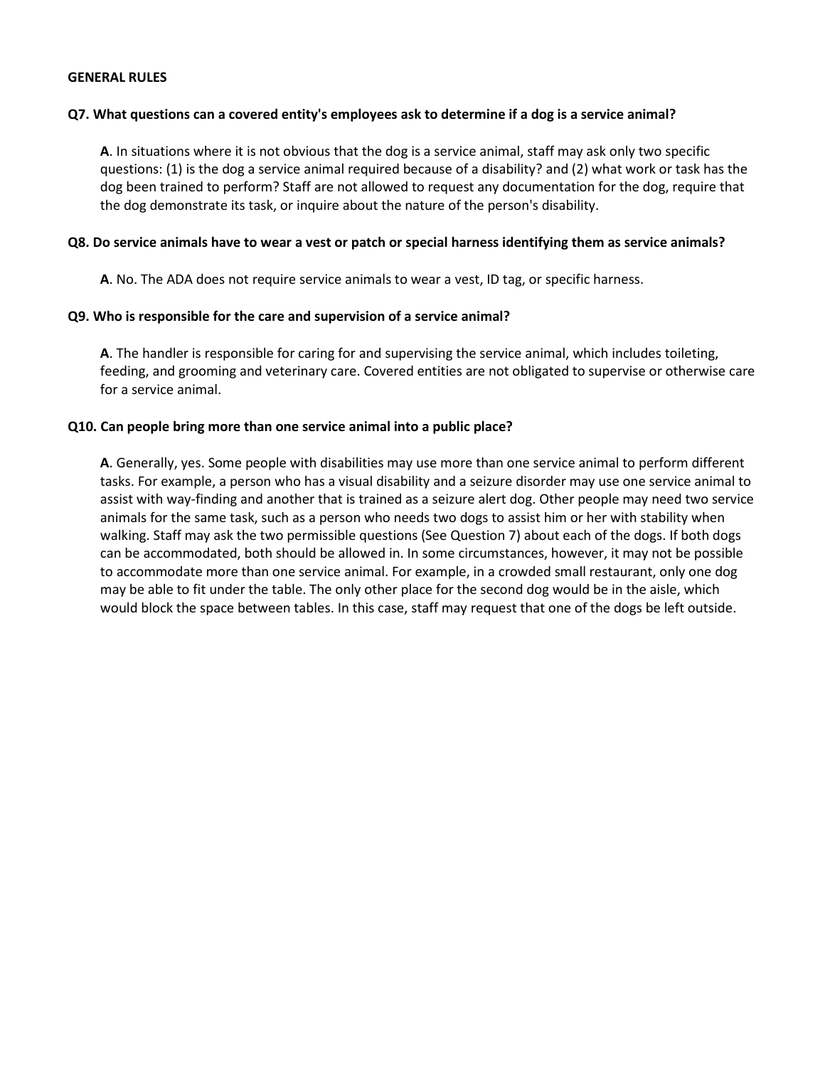## GENERAL RULES

### Q7. What questions can a covered entity's employees ask to determine if a dog is a service animal?

**A**. In situations where it is not obvious that the dog is a service animal, staff may ask only two specific questions: (1) is the dog a service animal required because of a disability? and (2) what work or task has the dog been trained to perform? Staff are not allowed to request any documentation for the dog, require that the dog demonstrate its task, or inquire about the nature of the person's disability.

### Q8. Do service animals have to wear a vest or patch or special harness identifying them as service animals?

**A**. No. The ADA does not require service animals to wear a vest, ID tag, or specific harness.

### Q9. Who is responsible for the care and supervision of a service animal?

**A**. The handler is responsible for caring for and supervising the service animal, which includes toileting, feeding, and grooming and veterinary care. Covered entities are not obligated to supervise or otherwise care for a service animal.

### Q10. Can people bring more than one service animal into a public place?

**A**. Generally, yes. Some people with disabilities may use more than one service animal to perform different tasks. For example, a person who has a visual disability and a seizure disorder may use one service animal to assist with way-finding and another that is trained as a seizure alert dog. Other people may need two service animals for the same task, such as a person who needs two dogs to assist him or her with stability when walking. Staff may ask the two permissible questions (See Question 7) about each of the dogs. If both dogs can be accommodated, both should be allowed in. In some circumstances, however, it may not be possible to accommodate more than one service animal. For example, in a crowded small restaurant, only one dog may be able to fit under the table. The only other place for the second dog would be in the aisle, which would block the space between tables. In this case, staff may request that one of the dogs be left outside.